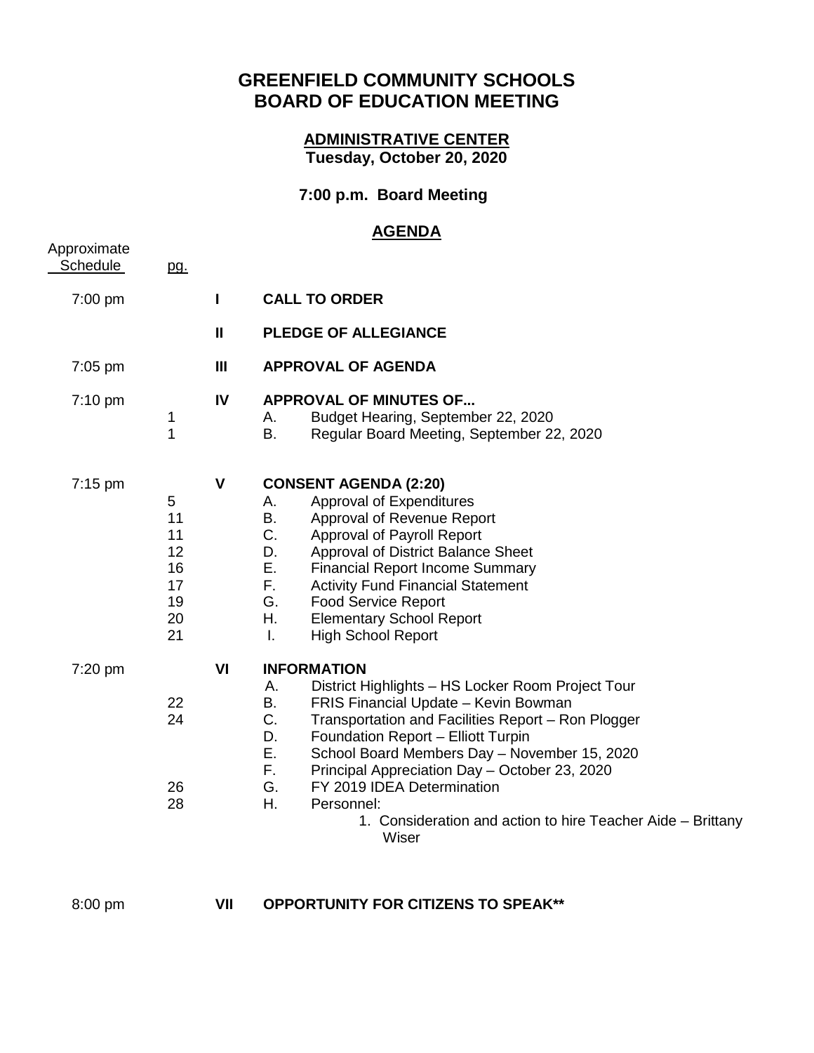# GREENFIELD COMMUNITY SCHOOLS
# BOARD OF EDUCATION MEETING

### ADMINISTRATIVE CENTER
### Tuesday, October 20, 2020

### 7:00 p.m. Board Meeting

## AGENDA

| Approximate Schedule | pg. | | |
|---|---|---|---|
| 7:00 pm | | **I** | **CALL TO ORDER** |
| | | **II** | **PLEDGE OF ALLEGIANCE** |
| 7:05 pm | | **III** | **APPROVAL OF AGENDA** |
| 7:10 pm | | **IV** | **APPROVAL OF MINUTES OF...** |
| | 1 | | A. Budget Hearing, September 22, 2020 |
| | 1 | | B. Regular Board Meeting, September 22, 2020 |
| 7:15 pm | | **V** | **CONSENT AGENDA (2:20)** |
| | 5 | | A. Approval of Expenditures |
| | 11 | | B. Approval of Revenue Report |
| | 11 | | C. Approval of Payroll Report |
| | 12 | | D. Approval of District Balance Sheet |
| | 16 | | E. Financial Report Income Summary |
| | 17 | | F. Activity Fund Financial Statement |
| | 19 | | G. Food Service Report |
| | 20 | | H. Elementary School Report |
| | 21 | | I. High School Report |
| 7:20 pm | | **VI** | **INFORMATION** |
| | | | A. District Highlights – HS Locker Room Project Tour |
| | 22 | | B. FRIS Financial Update – Kevin Bowman |
| | 24 | | C. Transportation and Facilities Report – Ron Plogger |
| | | | D. Foundation Report – Elliott Turpin |
| | | | E. School Board Members Day – November 15, 2020 |
| | | | F. Principal Appreciation Day – October 23, 2020 |
| | 26 | | G. FY 2019 IDEA Determination |
| | 28 | | H. Personnel: |
| | | | 1. Consideration and action to hire Teacher Aide – Brittany Wiser |
| 8:00 pm | | **VII** | **OPPORTUNITY FOR CITIZENS TO SPEAK**** |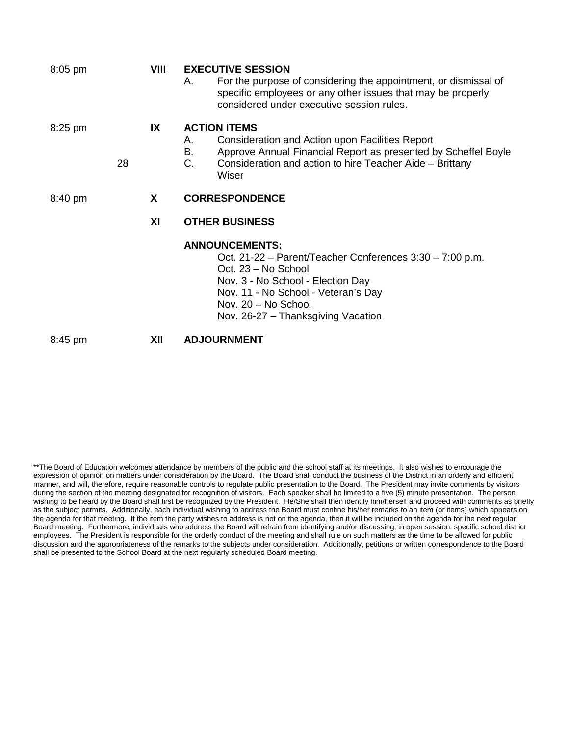8:05 pm **VIII** **EXECUTIVE SESSION**

A. For the purpose of considering the appointment, or dismissal of specific employees or any other issues that may be properly considered under executive session rules.

8:25 pm **IX** **ACTION ITEMS**

A. Consideration and Action upon Facilities Report
B. Approve Annual Financial Report as presented by Scheffel Boyle
28 C. Consideration and action to hire Teacher Aide – Brittany Wiser

8:40 pm **X** **CORRESPONDENCE**

**XI** **OTHER BUSINESS**

**ANNOUNCEMENTS:**

Oct. 21-22 – Parent/Teacher Conferences 3:30 – 7:00 p.m.
Oct. 23 – No School
Nov. 3 - No School - Election Day
Nov. 11 - No School - Veteran's Day
Nov. 20 – No School
Nov. 26-27 – Thanksgiving Vacation

8:45 pm **XII** **ADJOURNMENT**

**The Board of Education welcomes attendance by members of the public and the school staff at its meetings. It also wishes to encourage the expression of opinion on matters under consideration by the Board. The Board shall conduct the business of the District in an orderly and efficient manner, and will, therefore, require reasonable controls to regulate public presentation to the Board. The President may invite comments by visitors during the section of the meeting designated for recognition of visitors. Each speaker shall be limited to a five (5) minute presentation. The person wishing to be heard by the Board shall first be recognized by the President. He/She shall then identify him/herself and proceed with comments as briefly as the subject permits. Additionally, each individual wishing to address the Board must confine his/her remarks to an item (or items) which appears on the agenda for that meeting. If the item the party wishes to address is not on the agenda, then it will be included on the agenda for the next regular Board meeting. Furthermore, individuals who address the Board will refrain from identifying and/or discussing, in open session, specific school district employees. The President is responsible for the orderly conduct of the meeting and shall rule on such matters as the time to be allowed for public discussion and the appropriateness of the remarks to the subjects under consideration. Additionally, petitions or written correspondence to the Board shall be presented to the School Board at the next regularly scheduled Board meeting.